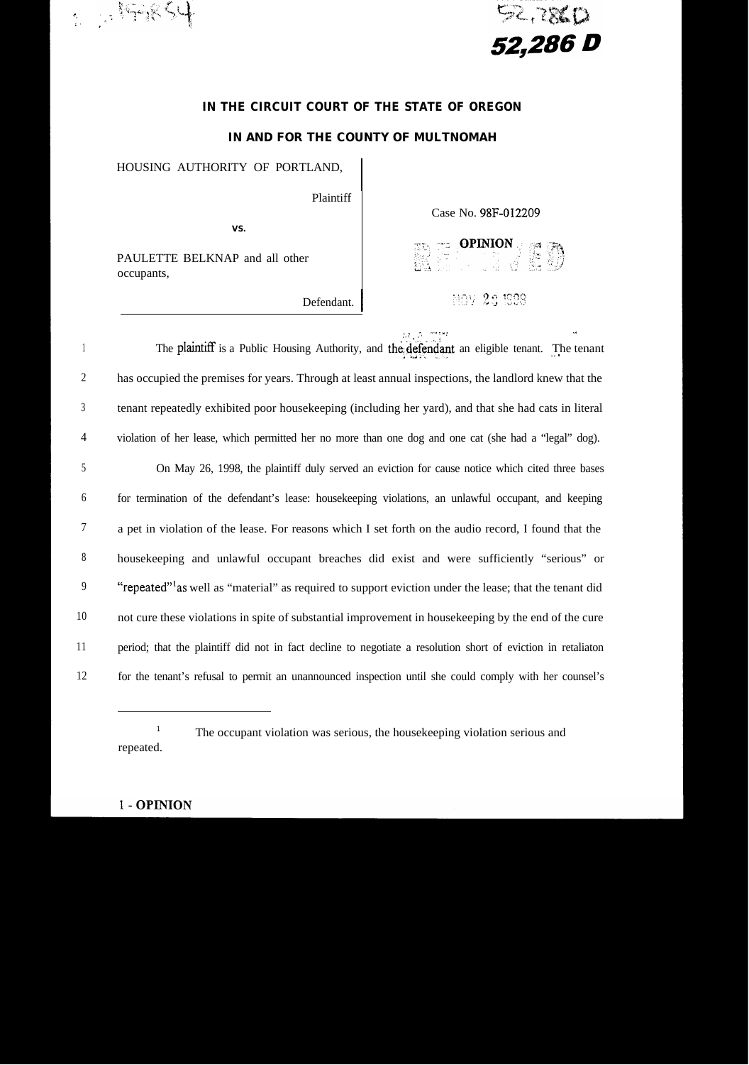52,286 D

**IN THE CIRCUIT COURT OF THE STATE OF OREGON**

**IN AND FOR THE COUNTY OF MULTNOMAH**

HOUSING AUTHORITY OF PORTLAND,

Plaintiff

vs.

PAULETTE BELKNAP and all other occupants,

Defendant.

Case No. 98F-012209

OPINION

The plaintiff is a Public Housing Authority, and the defendant an eligible tenant. The tenant has occupied the premises for years. Through at least annual inspections, the landlord knew that the tenant repeatedly exhibited poor housekeeping (including her yard), and that she had cats in literal violation of her lease, which permitted her no more than one dog and one cat (she had a "legal" dog).

On May 26, 1998, the plaintiff duly served an eviction for cause notice which cited three bases for termination of the defendant's lease: housekeeping violations, an unlawful occupant, and keeping a pet in violation of the lease. For reasons which I set forth on the audio record, I found that the housekeeping and unlawful occupant breaches did exist and were sufficiently "serious" or "repeated"[1] as well as "material" as required to support eviction under the lease; that the tenant did not cure these violations in spite of substantial improvement in housekeeping by the end of the cure period; that the plaintiff did not in fact decline to negotiate a resolution short of eviction in retaliaton for the tenant's refusal to permit an unannounced inspection until she could comply with her counsel's

---

[1] The occupant violation was serious, the housekeeping violation serious and repeated.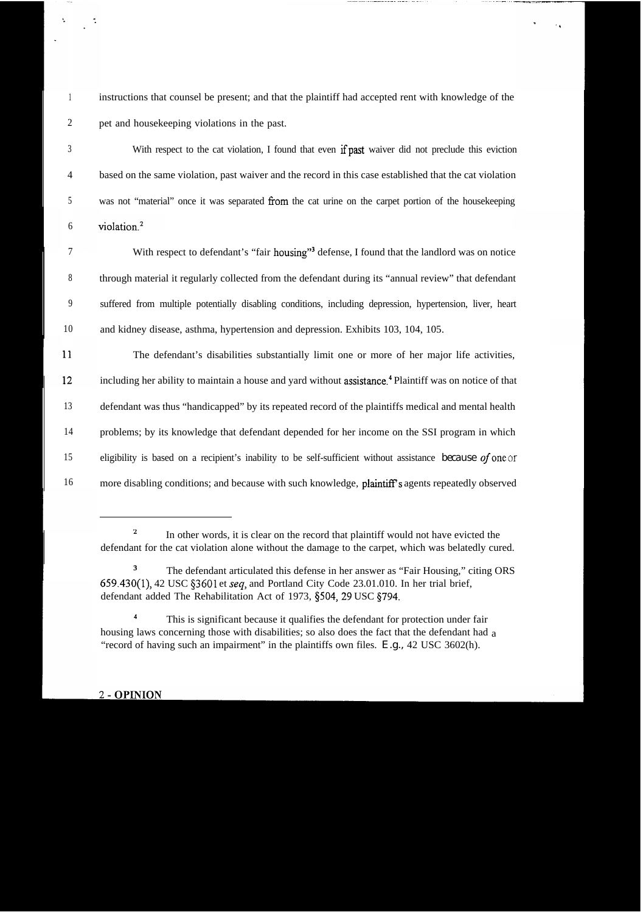instructions that counsel be present; and that the plaintiff had accepted rent with knowledge of the pet and housekeeping violations in the past.

With respect to the cat violation, I found that even if past waiver did not preclude this eviction based on the same violation, past waiver and the record in this case established that the cat violation was not "material" once it was separated from the cat urine on the carpet portion of the housekeeping violation.[2]

With respect to defendant's "fair housing"[3] defense, I found that the landlord was on notice through material it regularly collected from the defendant during its "annual review" that defendant suffered from multiple potentially disabling conditions, including depression, hypertension, liver, heart and kidney disease, asthma, hypertension and depression. Exhibits 103, 104, 105.

The defendant's disabilities substantially limit one or more of her major life activities, including her ability to maintain a house and yard without assistance.[4] Plaintiff was on notice of that defendant was thus "handicapped" by its repeated record of the plaintiffs medical and mental health problems; by its knowledge that defendant depended for her income on the SSI program in which eligibility is based on a recipient's inability to be self-sufficient without assistance because *of* one or more disabling conditions; and because with such knowledge, plaintiff's agents repeatedly observed

---

[2] In other words, it is clear on the record that plaintiff would not have evicted the defendant for the cat violation alone without the damage to the carpet, which was belatedly cured.

[3] The defendant articulated this defense in her answer as "Fair Housing," citing ORS 659.430(1), 42 USC §3601 et *seq*, and Portland City Code 23.01.010. In her trial brief, defendant added The Rehabilitation Act of 1973, §504, 29 USC §794.

[4] This is significant because it qualifies the defendant for protection under fair housing laws concerning those with disabilities; so also does the fact that the defendant had a "record of having such an impairment" in the plaintiffs own files. *E.g.*, 42 USC 3602(h).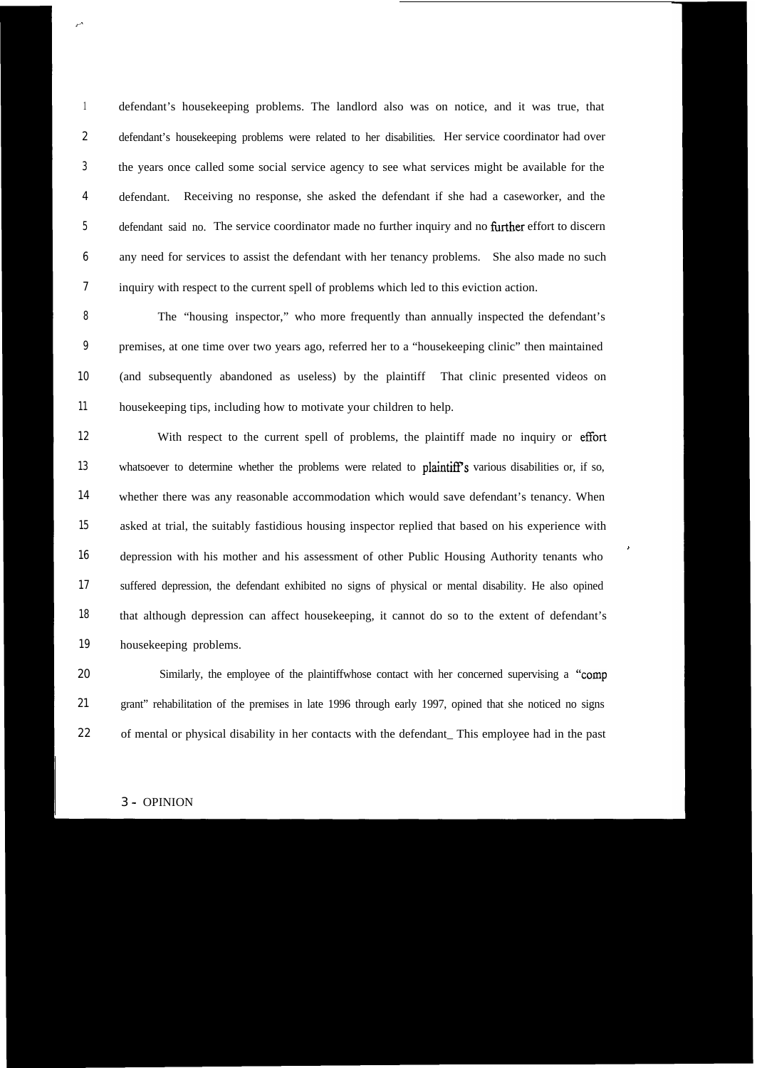defendant's housekeeping problems. The landlord also was on notice, and it was true, that defendant's housekeeping problems were related to her disabilities. Her service coordinator had over the years once called some social service agency to see what services might be available for the defendant. Receiving no response, she asked the defendant if she had a caseworker, and the defendant said no. The service coordinator made no further inquiry and no further effort to discern any need for services to assist the defendant with her tenancy problems. She also made no such inquiry with respect to the current spell of problems which led to this eviction action.

The "housing inspector," who more frequently than annually inspected the defendant's premises, at one time over two years ago, referred her to a "housekeeping clinic" then maintained (and subsequently abandoned as useless) by the plaintiff That clinic presented videos on housekeeping tips, including how to motivate your children to help.

With respect to the current spell of problems, the plaintiff made no inquiry or effort whatsoever to determine whether the problems were related to plaintiff's various disabilities or, if so, whether there was any reasonable accommodation which would save defendant's tenancy. When asked at trial, the suitably fastidious housing inspector replied that based on his experience with depression with his mother and his assessment of other Public Housing Authority tenants who suffered depression, the defendant exhibited no signs of physical or mental disability. He also opined that although depression can affect housekeeping, it cannot do so to the extent of defendant's housekeeping problems.

Similarly, the employee of the plaintiffwhose contact with her concerned supervising a "comp grant" rehabilitation of the premises in late 1996 through early 1997, opined that she noticed no signs of mental or physical disability in her contacts with the defendant_ This employee had in the past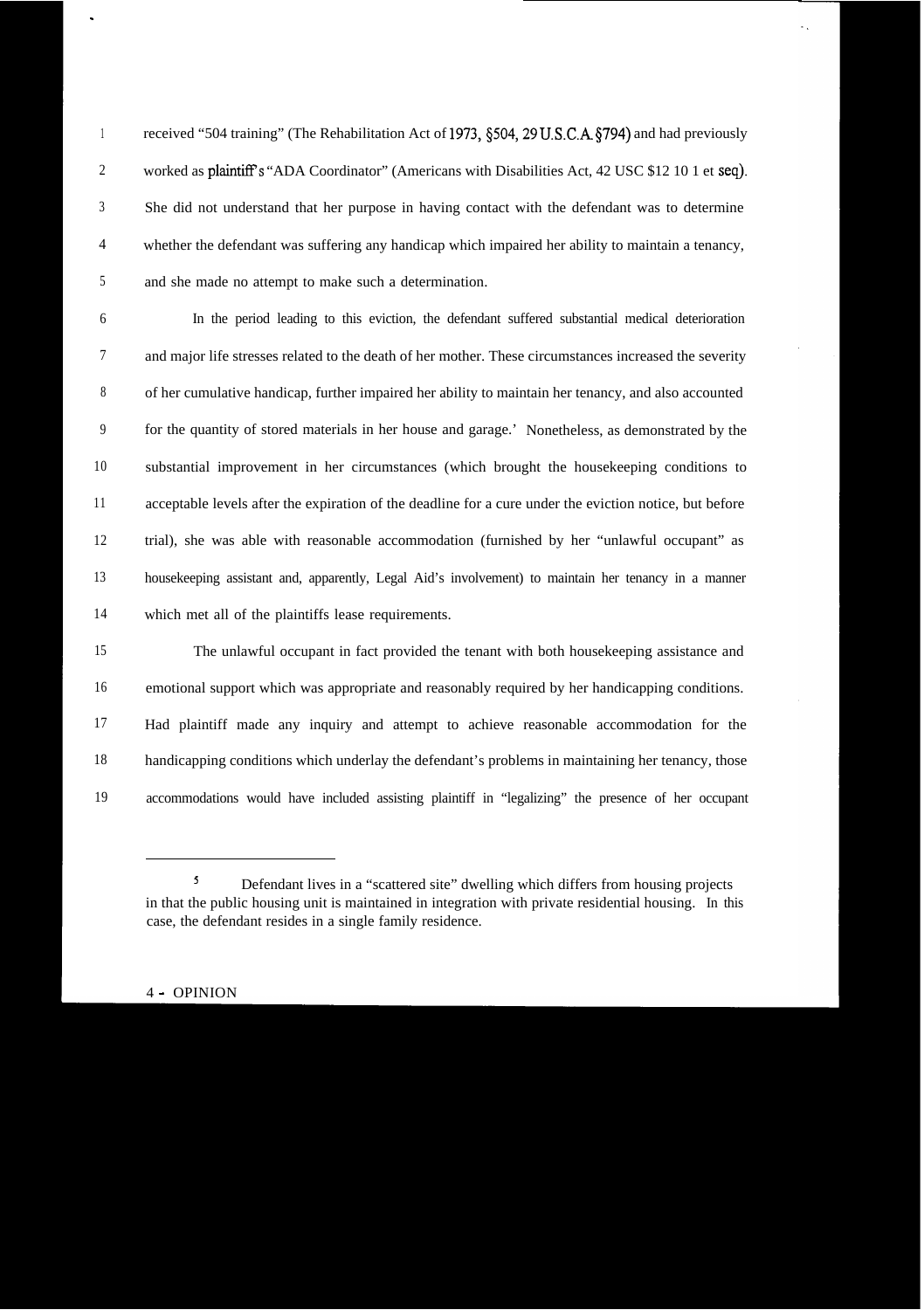received "504 training" (The Rehabilitation Act of 1973, §504, 29 U.S.C.A. §794) and had previously worked as plaintiff's "ADA Coordinator" (Americans with Disabilities Act, 42 USC $12 10 1 et seq). She did not understand that her purpose in having contact with the defendant was to determine whether the defendant was suffering any handicap which impaired her ability to maintain a tenancy, and she made no attempt to make such a determination.

In the period leading to this eviction, the defendant suffered substantial medical deterioration and major life stresses related to the death of her mother. These circumstances increased the severity of her cumulative handicap, further impaired her ability to maintain her tenancy, and also accounted for the quantity of stored materials in her house and garage.[5] Nonetheless, as demonstrated by the substantial improvement in her circumstances (which brought the housekeeping conditions to acceptable levels after the expiration of the deadline for a cure under the eviction notice, but before trial), she was able with reasonable accommodation (furnished by her "unlawful occupant" as housekeeping assistant and, apparently, Legal Aid's involvement) to maintain her tenancy in a manner which met all of the plaintiffs lease requirements.

The unlawful occupant in fact provided the tenant with both housekeeping assistance and emotional support which was appropriate and reasonably required by her handicapping conditions. Had plaintiff made any inquiry and attempt to achieve reasonable accommodation for the handicapping conditions which underlay the defendant's problems in maintaining her tenancy, those accommodations would have included assisting plaintiff in "legalizing" the presence of her occupant

---

[5] Defendant lives in a "scattered site" dwelling which differs from housing projects in that the public housing unit is maintained in integration with private residential housing. In this case, the defendant resides in a single family residence.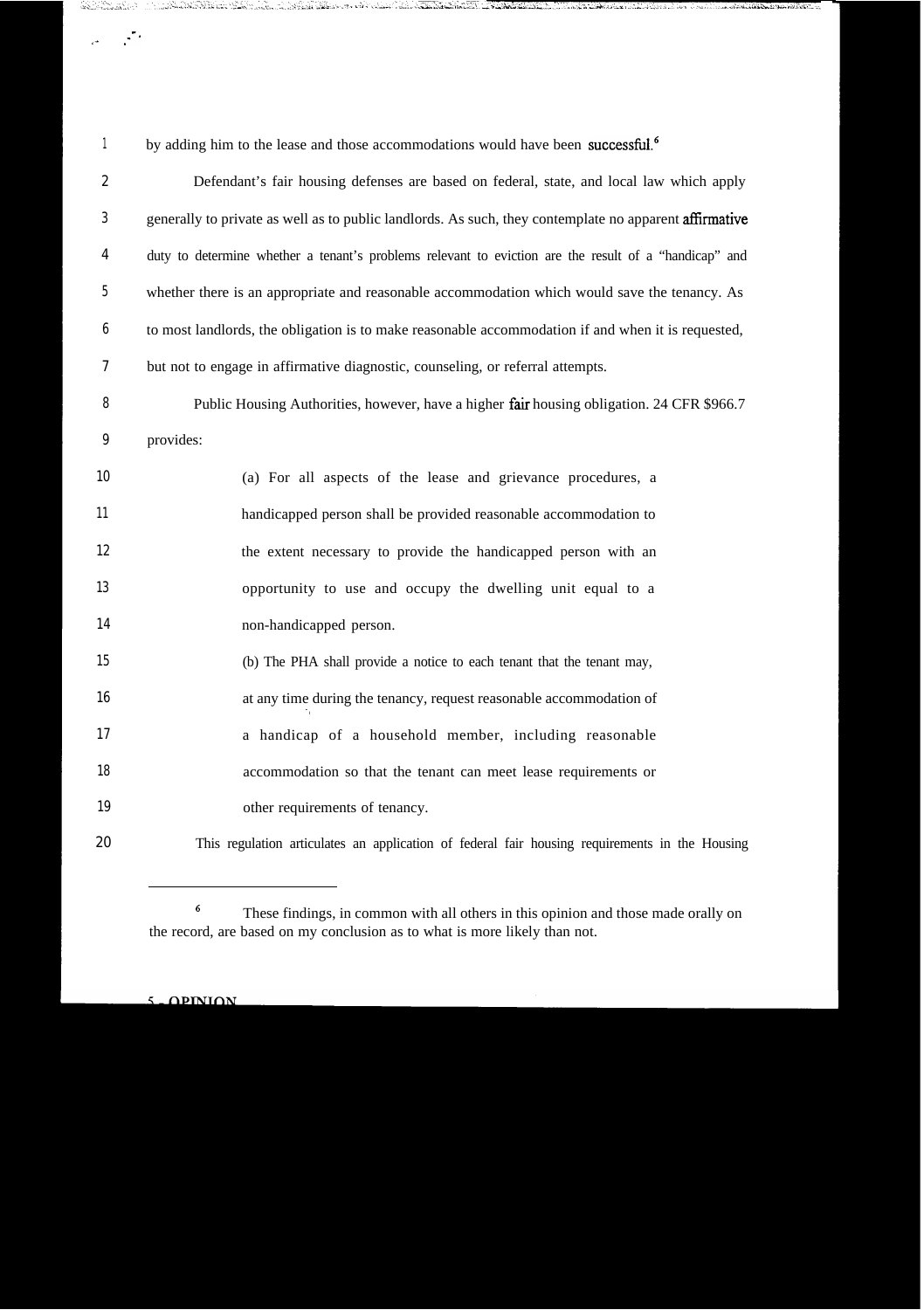by adding him to the lease and those accommodations would have been successful.[6]

Defendant's fair housing defenses are based on federal, state, and local law which apply generally to private as well as to public landlords. As such, they contemplate no apparent affirmative duty to determine whether a tenant's problems relevant to eviction are the result of a "handicap" and whether there is an appropriate and reasonable accommodation which would save the tenancy. As to most landlords, the obligation is to make reasonable accommodation if and when it is requested, but not to engage in affirmative diagnostic, counseling, or referral attempts.

Public Housing Authorities, however, have a higher fair housing obligation. 24 CFR $966.7 provides:

> (a) For all aspects of the lease and grievance procedures, a handicapped person shall be provided reasonable accommodation to the extent necessary to provide the handicapped person with an opportunity to use and occupy the dwelling unit equal to a non-handicapped person.
>
> (b) The PHA shall provide a notice to each tenant that the tenant may, at any time during the tenancy, request reasonable accommodation of a handicap of a household member, including reasonable accommodation so that the tenant can meet lease requirements or other requirements of tenancy.

This regulation articulates an application of federal fair housing requirements in the Housing

---

[6] These findings, in common with all others in this opinion and those made orally on the record, are based on my conclusion as to what is more likely than not.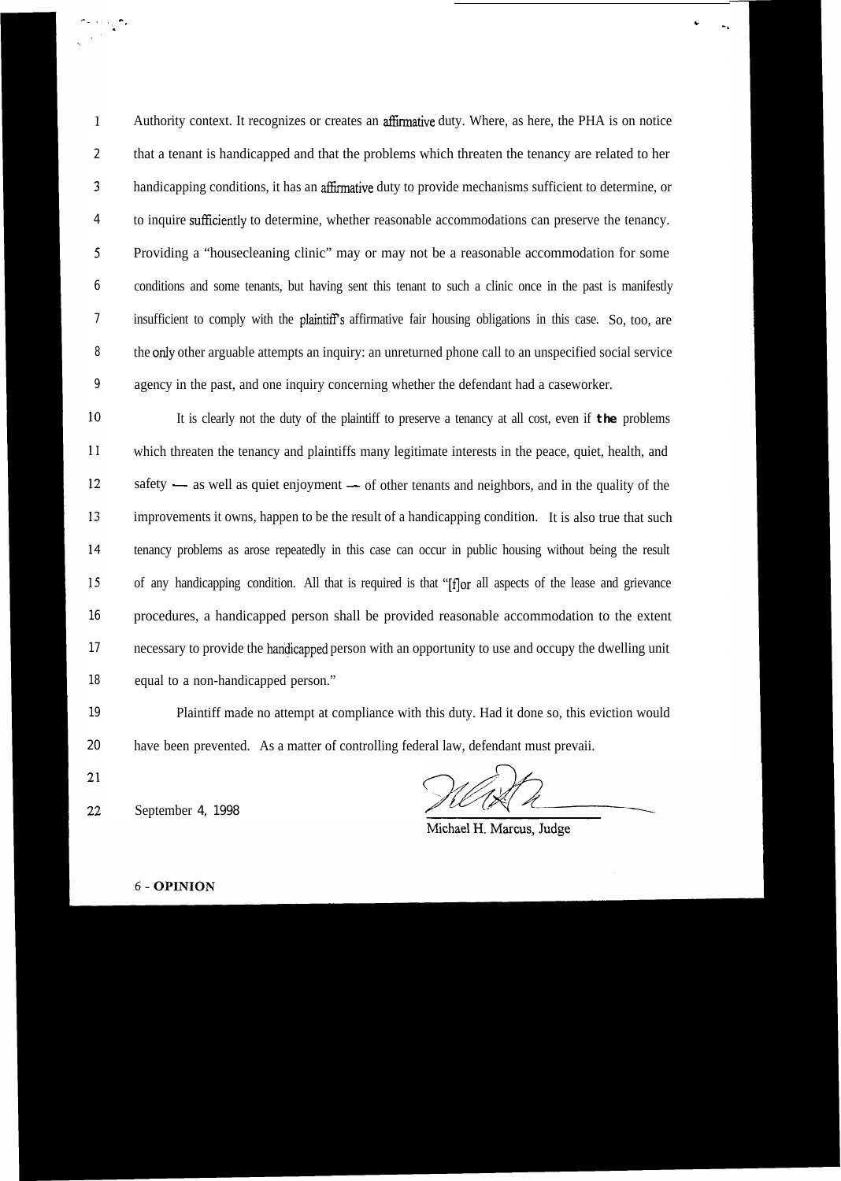Authority context. It recognizes or creates an affirmative duty. Where, as here, the PHA is on notice that a tenant is handicapped and that the problems which threaten the tenancy are related to her handicapping conditions, it has an affirmative duty to provide mechanisms sufficient to determine, or to inquire sufficiently to determine, whether reasonable accommodations can preserve the tenancy. Providing a "housecleaning clinic" may or may not be a reasonable accommodation for some conditions and some tenants, but having sent this tenant to such a clinic once in the past is manifestly insufficient to comply with the plaintiff's affirmative fair housing obligations in this case. So, too, are the only other arguable attempts an inquiry: an unreturned phone call to an unspecified social service agency in the past, and one inquiry concerning whether the defendant had a caseworker.

It is clearly not the duty of the plaintiff to preserve a tenancy at all cost, even if the problems which threaten the tenancy and plaintiffs many legitimate interests in the peace, quiet, health, and safety — as well as quiet enjoyment — of other tenants and neighbors, and in the quality of the improvements it owns, happen to be the result of a handicapping condition. It is also true that such tenancy problems as arose repeatedly in this case can occur in public housing without being the result of any handicapping condition. All that is required is that "[f]or all aspects of the lease and grievance procedures, a handicapped person shall be provided reasonable accommodation to the extent necessary to provide the handicapped person with an opportunity to use and occupy the dwelling unit equal to a non-handicapped person."

Plaintiff made no attempt at compliance with this duty. Had it done so, this eviction would have been prevented. As a matter of controlling federal law, defendant must prevaii.

September 4, 1998

Michael H. Marcus, Judge

6 - OPINION